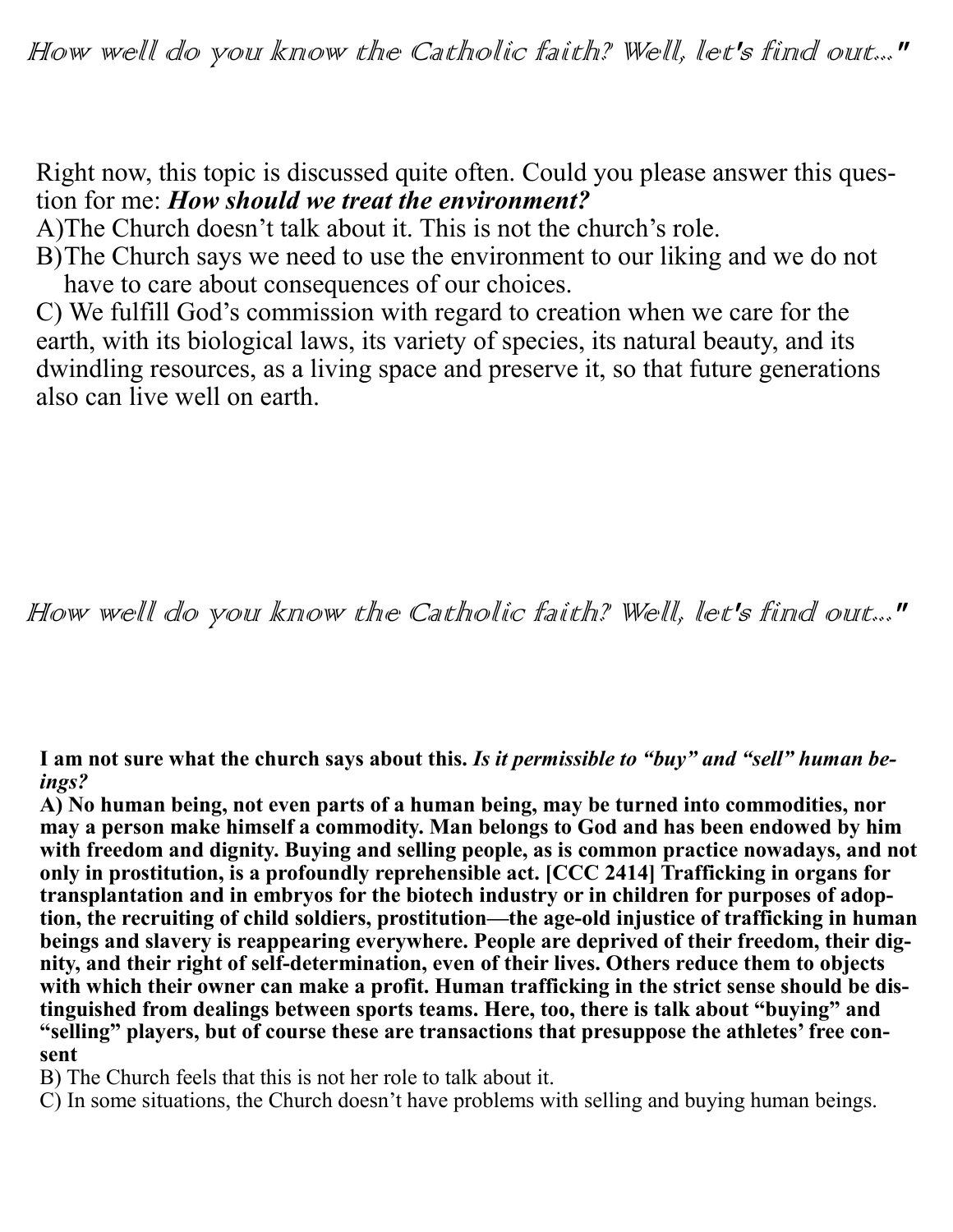*How well do you know the Catholic faith? Well, let's find out..."*

Right now, this topic is discussed quite often. Could you please answer this question for me: ***How should we treat the environment?***

A)The Church doesn't talk about it. This is not the church's role.

B)The Church says we need to use the environment to our liking and we do not have to care about consequences of our choices.

C) We fulfill God's commission with regard to creation when we care for the earth, with its biological laws, its variety of species, its natural beauty, and its dwindling resources, as a living space and preserve it, so that future generations also can live well on earth.

*How well do you know the Catholic faith? Well, let's find out..."*

**I am not sure what the church says about this. *Is it permissible to "buy" and "sell" human beings?***

**A) No human being, not even parts of a human being, may be turned into commodities, nor may a person make himself a commodity. Man belongs to God and has been endowed by him with freedom and dignity. Buying and selling people, as is common practice nowadays, and not only in prostitution, is a profoundly reprehensible act. [CCC 2414] Trafficking in organs for transplantation and in embryos for the biotech industry or in children for purposes of adoption, the recruiting of child soldiers, prostitution—the age-old injustice of trafficking in human beings and slavery is reappearing everywhere. People are deprived of their freedom, their dignity, and their right of self-determination, even of their lives. Others reduce them to objects with which their owner can make a profit. Human trafficking in the strict sense should be distinguished from dealings between sports teams. Here, too, there is talk about "buying" and "selling" players, but of course these are transactions that presuppose the athletes' free consent**

B) The Church feels that this is not her role to talk about it.

C) In some situations, the Church doesn't have problems with selling and buying human beings.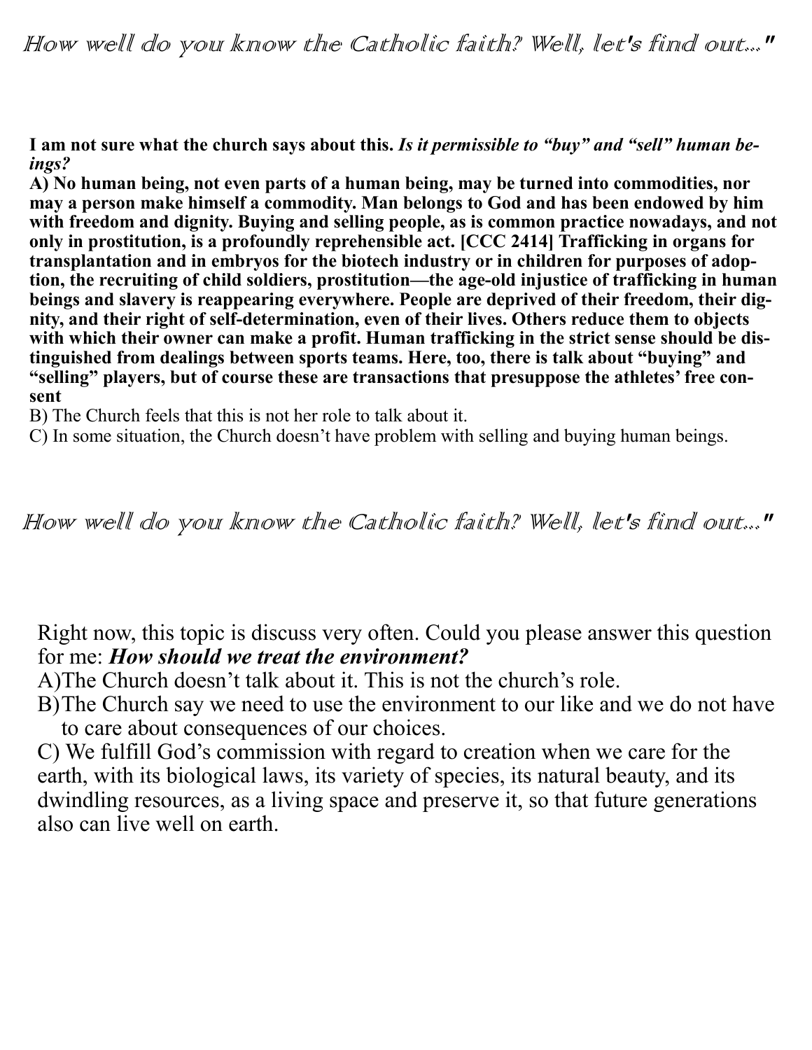*How well do you know the Catholic faith? Well, let's find out..."*

**I am not sure what the church says about this.** ***Is it permissible to "buy" and "sell" human beings?***

**A) No human being, not even parts of a human being, may be turned into commodities, nor may a person make himself a commodity. Man belongs to God and has been endowed by him with freedom and dignity. Buying and selling people, as is common practice nowadays, and not only in prostitution, is a profoundly reprehensible act. [CCC 2414] Trafficking in organs for transplantation and in embryos for the biotech industry or in children for purposes of adoption, the recruiting of child soldiers, prostitution—the age-old injustice of trafficking in human beings and slavery is reappearing everywhere. People are deprived of their freedom, their dignity, and their right of self-determination, even of their lives. Others reduce them to objects with which their owner can make a profit. Human trafficking in the strict sense should be distinguished from dealings between sports teams. Here, too, there is talk about "buying" and "selling" players, but of course these are transactions that presuppose the athletes' free consent**

B) The Church feels that this is not her role to talk about it.

C) In some situation, the Church doesn't have problem with selling and buying human beings.

*How well do you know the Catholic faith? Well, let's find out..."*

Right now, this topic is discuss very often. Could you please answer this question for me: ***How should we treat the environment?***

A) The Church doesn't talk about it. This is not the church's role.

B) The Church say we need to use the environment to our like and we do not have to care about consequences of our choices.

C) We fulfill God's commission with regard to creation when we care for the earth, with its biological laws, its variety of species, its natural beauty, and its dwindling resources, as a living space and preserve it, so that future generations also can live well on earth.